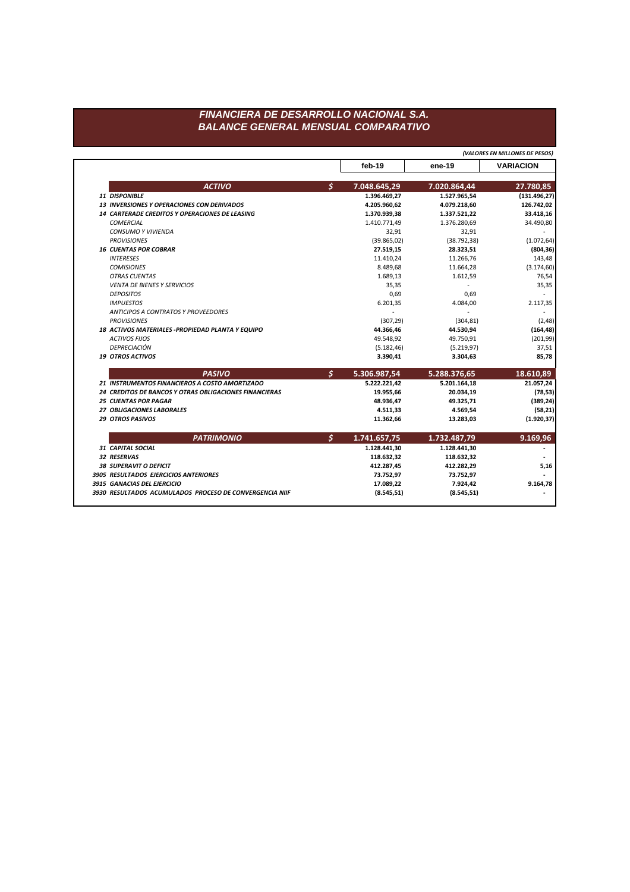# FINANCIERA DE DESARROLLO NACIONAL S.A.
## BALANCE GENERAL MENSUAL COMPARATIVO

*(VALORES EN MILLONES DE PESOS)*

| | | feb-19 | ene-19 | VARIACION |
|---|---|---|---|---|
| **ACTIVO** | **$** | **7.048.645,29** | **7.020.864,44** | **27.780,85** |
| **11 DISPONIBLE** | | **1.396.469,27** | **1.527.965,54** | **(131.496,27)** |
| **13 INVERSIONES Y OPERACIONES CON DERIVADOS** | | **4.205.960,62** | **4.079.218,60** | **126.742,02** |
| **14 CARTERADE CREDITOS Y OPERACIONES DE LEASING** | | **1.370.939,38** | **1.337.521,22** | **33.418,16** |
| *COMERCIAL* | | 1.410.771,49 | 1.376.280,69 | 34.490,80 |
| *CONSUMO Y VIVIENDA* | | 32,91 | 32,91 | - |
| *PROVISIONES* | | (39.865,02) | (38.792,38) | (1.072,64) |
| **16 CUENTAS POR COBRAR** | | **27.519,15** | **28.323,51** | **(804,36)** |
| *INTERESES* | | 11.410,24 | 11.266,76 | 143,48 |
| *COMISIONES* | | 8.489,68 | 11.664,28 | (3.174,60) |
| *OTRAS CUENTAS* | | 1.689,13 | 1.612,59 | 76,54 |
| *VENTA DE BIENES Y SERVICIOS* | | 35,35 | - | 35,35 |
| *DEPOSITOS* | | 0,69 | 0,69 | - |
| *IMPUESTOS* | | 6.201,35 | 4.084,00 | 2.117,35 |
| *ANTICIPOS A CONTRATOS Y PROVEEDORES* | | - | - | - |
| *PROVISIONES* | | (307,29) | (304,81) | (2,48) |
| **18 ACTIVOS MATERIALES -PROPIEDAD PLANTA Y EQUIPO** | | **44.366,46** | **44.530,94** | **(164,48)** |
| *ACTIVOS FIJOS* | | 49.548,92 | 49.750,91 | (201,99) |
| *DEPRECIACIÓN* | | (5.182,46) | (5.219,97) | 37,51 |
| **19 OTROS ACTIVOS** | | **3.390,41** | **3.304,63** | **85,78** |
| **PASIVO** | **$** | **5.306.987,54** | **5.288.376,65** | **18.610,89** |
| **21 INSTRUMENTOS FINANCIEROS A COSTO AMORTIZADO** | | **5.222.221,42** | **5.201.164,18** | **21.057,24** |
| **24 CREDITOS DE BANCOS Y OTRAS OBLIGACIONES FINANCIERAS** | | **19.955,66** | **20.034,19** | **(78,53)** |
| **25 CUENTAS POR PAGAR** | | **48.936,47** | **49.325,71** | **(389,24)** |
| **27 OBLIGACIONES LABORALES** | | **4.511,33** | **4.569,54** | **(58,21)** |
| **29 OTROS PASIVOS** | | **11.362,66** | **13.283,03** | **(1.920,37)** |
| **PATRIMONIO** | **$** | **1.741.657,75** | **1.732.487,79** | **9.169,96** |
| **31 CAPITAL SOCIAL** | | **1.128.441,30** | **1.128.441,30** | **-** |
| **32 RESERVAS** | | **118.632,32** | **118.632,32** | **-** |
| **38 SUPERAVIT O DEFICIT** | | **412.287,45** | **412.282,29** | **5,16** |
| **3905 RESULTADOS EJERCICIOS ANTERIORES** | | **73.752,97** | **73.752,97** | **-** |
| **3915 GANACIAS DEL EJERCICIO** | | **17.089,22** | **7.924,42** | **9.164,78** |
| **3930 RESULTADOS ACUMULADOS PROCESO DE CONVERGENCIA NIIF** | | **(8.545,51)** | **(8.545,51)** | **-** |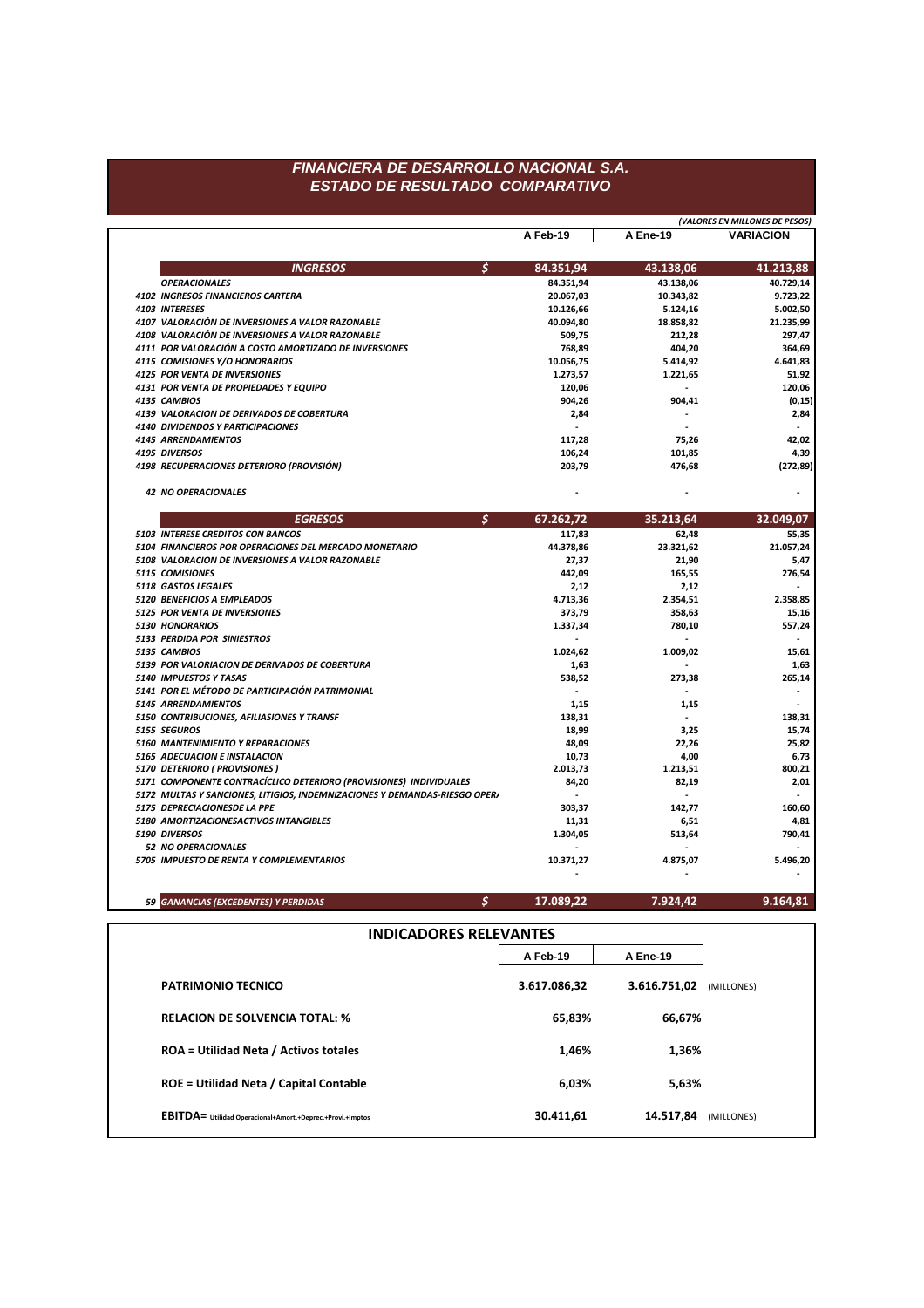# FINANCIERA DE DESARROLLO NACIONAL S.A.
## ESTADO DE RESULTADO COMPARATIVO

*(VALORES EN MILLONES DE PESOS)*

| | | A Feb-19 | A Ene-19 | VARIACION |
|---|---|---|---|---|
| **INGRESOS** | $ | **84.351,94** | **43.138,06** | **41.213,88** |
| ***OPERACIONALES*** | | 84.351,94 | 43.138,06 | 40.729,14 |
| *4102 INGRESOS FINANCIEROS CARTERA* | | 20.067,03 | 10.343,82 | 9.723,22 |
| *4103 INTERESES* | | 10.126,66 | 5.124,16 | 5.002,50 |
| *4107 VALORACIÓN DE INVERSIONES A VALOR RAZONABLE* | | 40.094,80 | 18.858,82 | 21.235,99 |
| *4108 VALORACIÓN DE INVERSIONES A VALOR RAZONABLE* | | 509,75 | 212,28 | 297,47 |
| *4111 POR VALORACIÓN A COSTO AMORTIZADO DE INVERSIONES* | | 768,89 | 404,20 | 364,69 |
| *4115 COMISIONES Y/O HONORARIOS* | | 10.056,75 | 5.414,92 | 4.641,83 |
| *4125 POR VENTA DE INVERSIONES* | | 1.273,57 | 1.221,65 | 51,92 |
| *4131 POR VENTA DE PROPIEDADES Y EQUIPO* | | 120,06 | - | 120,06 |
| *4135 CAMBIOS* | | 904,26 | 904,41 | (0,15) |
| *4139 VALORACION DE DERIVADOS DE COBERTURA* | | 2,84 | - | 2,84 |
| *4140 DIVIDENDOS Y PARTICIPACIONES* | | - | - | - |
| *4145 ARRENDAMIENTOS* | | 117,28 | 75,26 | 42,02 |
| *4195 DIVERSOS* | | 106,24 | 101,85 | 4,39 |
| *4198 RECUPERACIONES DETERIORO (PROVISIÓN)* | | 203,79 | 476,68 | (272,89) |
| *42 NO OPERACIONALES* | | - | - | - |
| **EGRESOS** | $ | **67.262,72** | **35.213,64** | **32.049,07** |
| *5103 INTERESE CREDITOS CON BANCOS* | | 117,83 | 62,48 | 55,35 |
| *5104 FINANCIEROS POR OPERACIONES DEL MERCADO MONETARIO* | | 44.378,86 | 23.321,62 | 21.057,24 |
| *5108 VALORACION DE INVERSIONES A VALOR RAZONABLE* | | 27,37 | 21,90 | 5,47 |
| *5115 COMISIONES* | | 442,09 | 165,55 | 276,54 |
| *5118 GASTOS LEGALES* | | 2,12 | 2,12 | - |
| *5120 BENEFICIOS A EMPLEADOS* | | 4.713,36 | 2.354,51 | 2.358,85 |
| *5125 POR VENTA DE INVERSIONES* | | 373,79 | 358,63 | 15,16 |
| *5130 HONORARIOS* | | 1.337,34 | 780,10 | 557,24 |
| *5133 PERDIDA POR SINIESTROS* | | - | - | - |
| *5135 CAMBIOS* | | 1.024,62 | 1.009,02 | 15,61 |
| *5139 POR VALORIACION DE DERIVADOS DE COBERTURA* | | 1,63 | - | 1,63 |
| *5140 IMPUESTOS Y TASAS* | | 538,52 | 273,38 | 265,14 |
| *5141 POR EL MÉTODO DE PARTICIPACIÓN PATRIMONIAL* | | - | - | - |
| *5145 ARRENDAMIENTOS* | | 1,15 | 1,15 | - |
| *5150 CONTRIBUCIONES, AFILIASIONES Y TRANSF* | | 138,31 | - | 138,31 |
| *5155 SEGUROS* | | 18,99 | 3,25 | 15,74 |
| *5160 MANTENIMIENTO Y REPARACIONES* | | 48,09 | 22,26 | 25,82 |
| *5165 ADECUACION E INSTALACION* | | 10,73 | 4,00 | 6,73 |
| *5170 DETERIORO ( PROVISIONES )* | | 2.013,73 | 1.213,51 | 800,21 |
| *5171 COMPONENTE CONTRACÍCLICO DETERIORO (PROVISIONES) INDIVIDUALES* | | 84,20 | 82,19 | 2,01 |
| *5172 MULTAS Y SANCIONES, LITIGIOS, INDEMNIZACIONES Y DEMANDAS-RIESGO OPER/* | | - | - | - |
| *5175 DEPRECIACIONESDE LA PPE* | | 303,37 | 142,77 | 160,60 |
| *5180 AMORTIZACIONESACTIVOS INTANGIBLES* | | 11,31 | 6,51 | 4,81 |
| *5190 DIVERSOS* | | 1.304,05 | 513,64 | 790,41 |
| *52 NO OPERACIONALES* | | - | - | - |
| *5705 IMPUESTO DE RENTA Y COMPLEMENTARIOS* | | 10.371,27 | 4.875,07 | 5.496,20 |
| | | - | - | - |
| *59 GANANCIAS (EXCEDENTES) Y PERDIDAS* | $ | **17.089,22** | **7.924,42** | **9.164,81** |

## INDICADORES RELEVANTES

| | A Feb-19 | A Ene-19 | |
|---|---|---|---|
| **PATRIMONIO TECNICO** | **3.617.086,32** | **3.616.751,02** | (MILLONES) |
| **RELACION DE SOLVENCIA TOTAL: %** | **65,83%** | **66,67%** | |
| **ROA = Utilidad Neta / Activos totales** | **1,46%** | **1,36%** | |
| **ROE = Utilidad Neta / Capital Contable** | **6,03%** | **5,63%** | |
| **EBITDA=** Utilidad Operacional+Amort.+Deprec.+Provi.+Imptos | **30.411,61** | **14.517,84** | (MILLONES) |